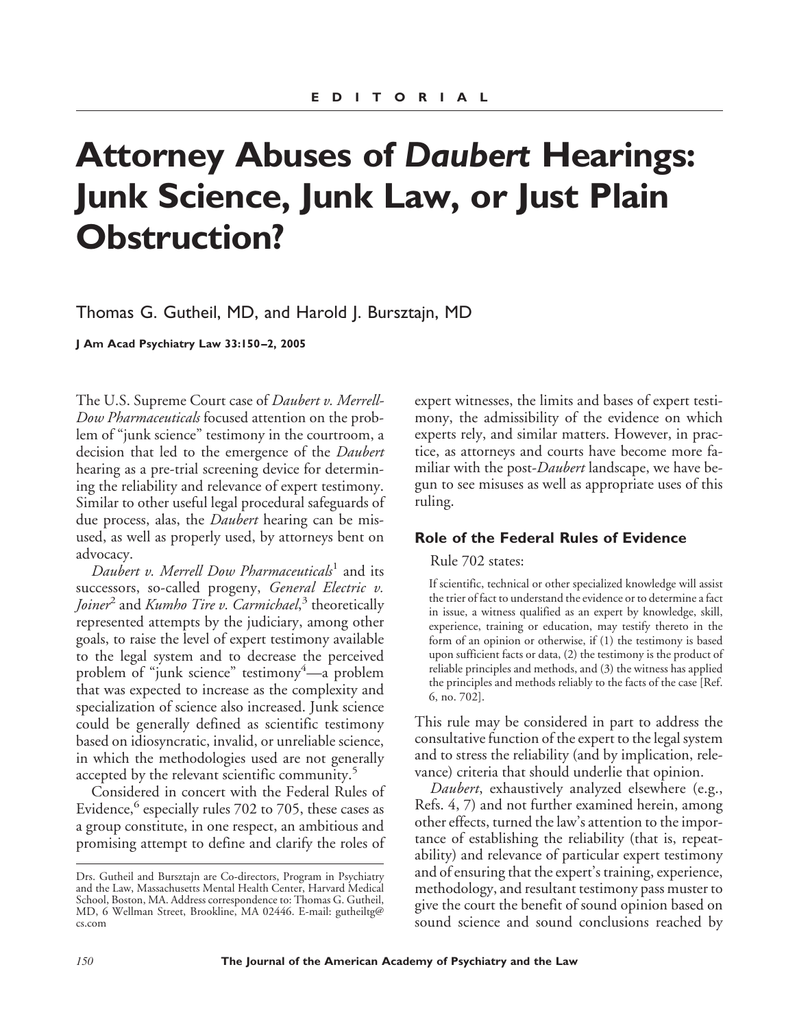EDITORIAL

# Attorney Abuses of *Daubert* Hearings: Junk Science, Junk Law, or Just Plain Obstruction?

Thomas G. Gutheil, MD, and Harold J. Bursztajn, MD

The U.S. Supreme Court case of *Daubert v. Merrell-Dow Pharmaceuticals* focused attention on the problem of "junk science" testimony in the courtroom, a decision that led to the emergence of the *Daubert* hearing as a pre-trial screening device for determining the reliability and relevance of expert testimony. Similar to other useful legal procedural safeguards of due process, alas, the *Daubert* hearing can be misused, as well as properly used, by attorneys bent on advocacy.

*Daubert v. Merrell Dow Pharmaceuticals*[1] and its successors, so-called progeny, *General Electric v. Joiner*[2] and *Kumho Tire v. Carmichael*,[3] theoretically represented attempts by the judiciary, among other goals, to raise the level of expert testimony available to the legal system and to decrease the perceived problem of "junk science" testimony[4]—a problem that was expected to increase as the complexity and specialization of science also increased. Junk science could be generally defined as scientific testimony based on idiosyncratic, invalid, or unreliable science, in which the methodologies used are not generally accepted by the relevant scientific community.[5]

Considered in concert with the Federal Rules of Evidence,[6] especially rules 702 to 705, these cases as a group constitute, in one respect, an ambitious and promising attempt to define and clarify the roles of expert witnesses, the limits and bases of expert testimony, the admissibility of the evidence on which experts rely, and similar matters. However, in practice, as attorneys and courts have become more familiar with the post-*Daubert* landscape, we have begun to see misuses as well as appropriate uses of this ruling.

## Role of the Federal Rules of Evidence

Rule 702 states:

> If scientific, technical or other specialized knowledge will assist the trier of fact to understand the evidence or to determine a fact in issue, a witness qualified as an expert by knowledge, skill, experience, training or education, may testify thereto in the form of an opinion or otherwise, if (1) the testimony is based upon sufficient facts or data, (2) the testimony is the product of reliable principles and methods, and (3) the witness has applied the principles and methods reliably to the facts of the case [Ref. 6, no. 702].

This rule may be considered in part to address the consultative function of the expert to the legal system and to stress the reliability (and by implication, relevance) criteria that should underlie that opinion.

*Daubert*, exhaustively analyzed elsewhere (e.g., Refs. 4, 7) and not further examined herein, among other effects, turned the law's attention to the importance of establishing the reliability (that is, repeatability) and relevance of particular expert testimony and of ensuring that the expert's training, experience, methodology, and resultant testimony pass muster to give the court the benefit of sound opinion based on sound science and sound conclusions reached by

---

Drs. Gutheil and Bursztajn are Co-directors, Program in Psychiatry and the Law, Massachusetts Mental Health Center, Harvard Medical School, Boston, MA. Address correspondence to: Thomas G. Gutheil, MD, 6 Wellman Street, Brookline, MA 02446. E-mail: gutheiltg@cs.com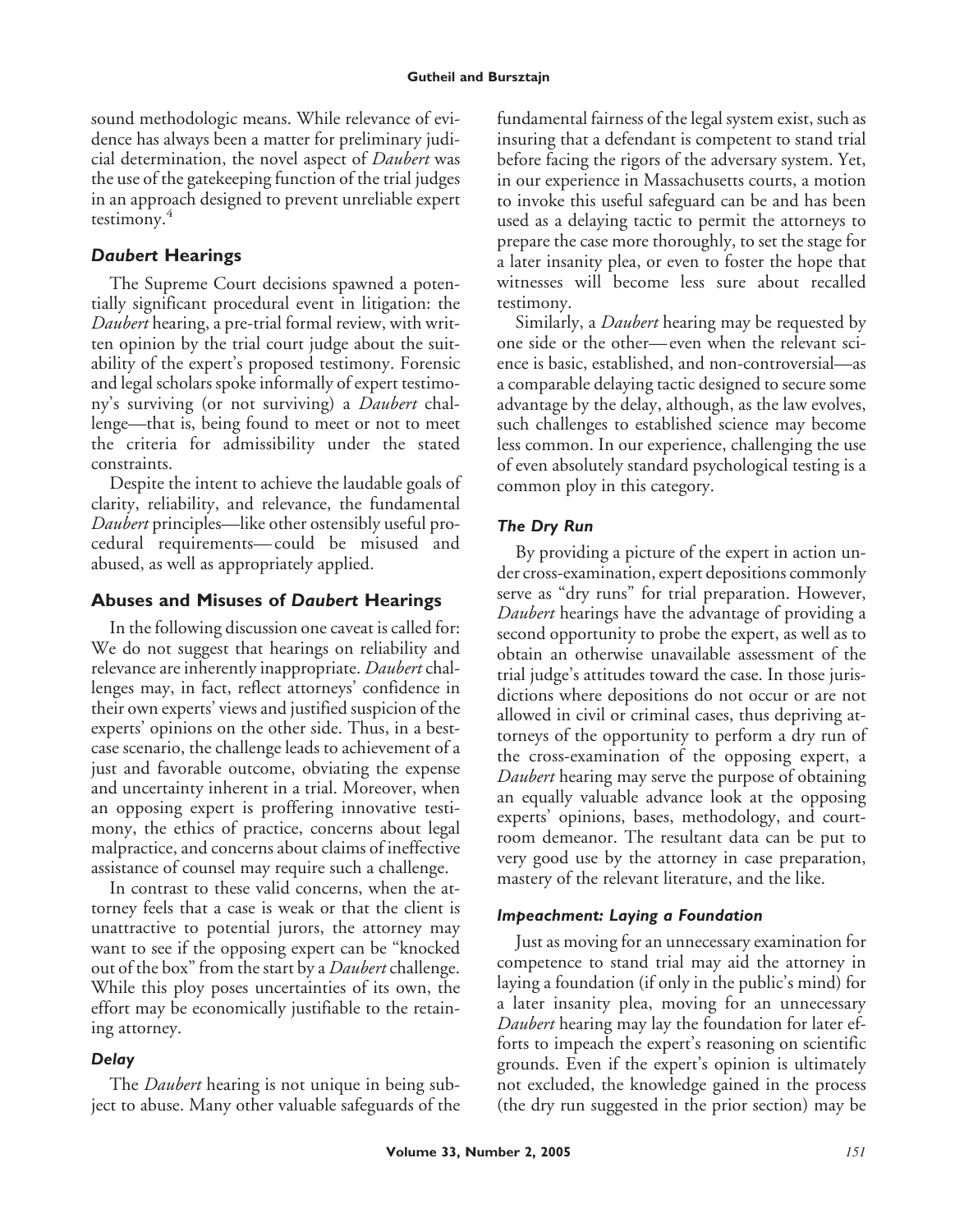sound methodologic means. While relevance of evidence has always been a matter for preliminary judicial determination, the novel aspect of *Daubert* was the use of the gatekeeping function of the trial judges in an approach designed to prevent unreliable expert testimony.[4]

## *Daubert* Hearings

The Supreme Court decisions spawned a potentially significant procedural event in litigation: the *Daubert* hearing, a pre-trial formal review, with written opinion by the trial court judge about the suitability of the expert's proposed testimony. Forensic and legal scholars spoke informally of expert testimony's surviving (or not surviving) a *Daubert* challenge—that is, being found to meet or not to meet the criteria for admissibility under the stated constraints.

Despite the intent to achieve the laudable goals of clarity, reliability, and relevance, the fundamental *Daubert* principles—like other ostensibly useful procedural requirements—could be misused and abused, as well as appropriately applied.

## Abuses and Misuses of *Daubert* Hearings

In the following discussion one caveat is called for: We do not suggest that hearings on reliability and relevance are inherently inappropriate. *Daubert* challenges may, in fact, reflect attorneys' confidence in their own experts' views and justified suspicion of the experts' opinions on the other side. Thus, in a best-case scenario, the challenge leads to achievement of a just and favorable outcome, obviating the expense and uncertainty inherent in a trial. Moreover, when an opposing expert is proffering innovative testimony, the ethics of practice, concerns about legal malpractice, and concerns about claims of ineffective assistance of counsel may require such a challenge.

In contrast to these valid concerns, when the attorney feels that a case is weak or that the client is unattractive to potential jurors, the attorney may want to see if the opposing expert can be "knocked out of the box" from the start by a *Daubert* challenge. While this ploy poses uncertainties of its own, the effort may be economically justifiable to the retaining attorney.

### *Delay*

The *Daubert* hearing is not unique in being subject to abuse. Many other valuable safeguards of the fundamental fairness of the legal system exist, such as insuring that a defendant is competent to stand trial before facing the rigors of the adversary system. Yet, in our experience in Massachusetts courts, a motion to invoke this useful safeguard can be and has been used as a delaying tactic to permit the attorneys to prepare the case more thoroughly, to set the stage for a later insanity plea, or even to foster the hope that witnesses will become less sure about recalled testimony.

Similarly, a *Daubert* hearing may be requested by one side or the other—even when the relevant science is basic, established, and non-controversial—as a comparable delaying tactic designed to secure some advantage by the delay, although, as the law evolves, such challenges to established science may become less common. In our experience, challenging the use of even absolutely standard psychological testing is a common ploy in this category.

### *The Dry Run*

By providing a picture of the expert in action under cross-examination, expert depositions commonly serve as "dry runs" for trial preparation. However, *Daubert* hearings have the advantage of providing a second opportunity to probe the expert, as well as to obtain an otherwise unavailable assessment of the trial judge's attitudes toward the case. In those jurisdictions where depositions do not occur or are not allowed in civil or criminal cases, thus depriving attorneys of the opportunity to perform a dry run of the cross-examination of the opposing expert, a *Daubert* hearing may serve the purpose of obtaining an equally valuable advance look at the opposing experts' opinions, bases, methodology, and courtroom demeanor. The resultant data can be put to very good use by the attorney in case preparation, mastery of the relevant literature, and the like.

#### *Impeachment: Laying a Foundation*

Just as moving for an unnecessary examination for competence to stand trial may aid the attorney in laying a foundation (if only in the public's mind) for a later insanity plea, moving for an unnecessary *Daubert* hearing may lay the foundation for later efforts to impeach the expert's reasoning on scientific grounds. Even if the expert's opinion is ultimately not excluded, the knowledge gained in the process (the dry run suggested in the prior section) may be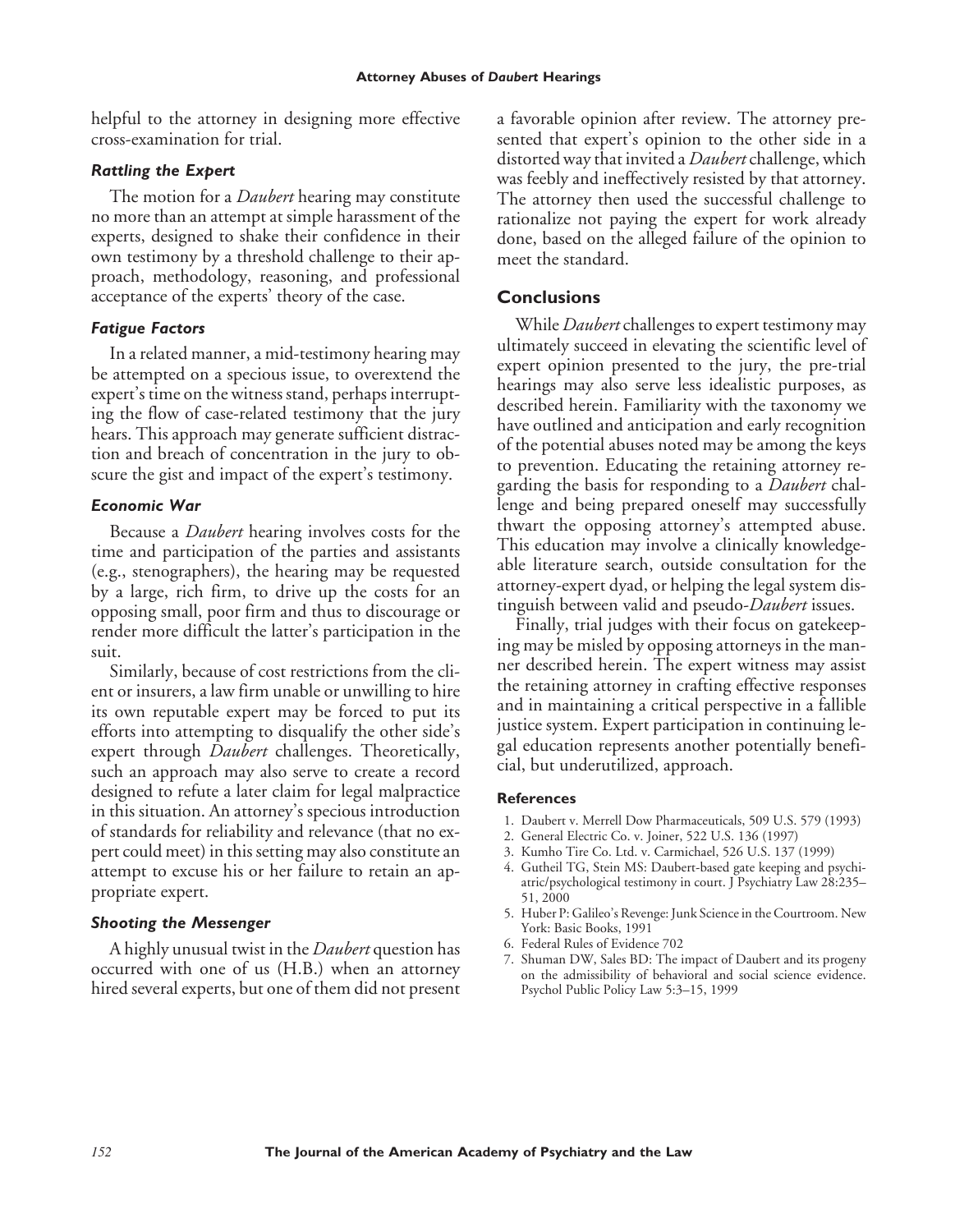helpful to the attorney in designing more effective cross-examination for trial.

### *Rattling the Expert*

The motion for a *Daubert* hearing may constitute no more than an attempt at simple harassment of the experts, designed to shake their confidence in their own testimony by a threshold challenge to their approach, methodology, reasoning, and professional acceptance of the experts' theory of the case.

### *Fatigue Factors*

In a related manner, a mid-testimony hearing may be attempted on a specious issue, to overextend the expert's time on the witness stand, perhaps interrupting the flow of case-related testimony that the jury hears. This approach may generate sufficient distraction and breach of concentration in the jury to obscure the gist and impact of the expert's testimony.

### *Economic War*

Because a *Daubert* hearing involves costs for the time and participation of the parties and assistants (e.g., stenographers), the hearing may be requested by a large, rich firm, to drive up the costs for an opposing small, poor firm and thus to discourage or render more difficult the latter's participation in the suit.

Similarly, because of cost restrictions from the client or insurers, a law firm unable or unwilling to hire its own reputable expert may be forced to put its efforts into attempting to disqualify the other side's expert through *Daubert* challenges. Theoretically, such an approach may also serve to create a record designed to refute a later claim for legal malpractice in this situation. An attorney's specious introduction of standards for reliability and relevance (that no expert could meet) in this setting may also constitute an attempt to excuse his or her failure to retain an appropriate expert.

### *Shooting the Messenger*

A highly unusual twist in the *Daubert* question has occurred with one of us (H.B.) when an attorney hired several experts, but one of them did not present a favorable opinion after review. The attorney presented that expert's opinion to the other side in a distorted way that invited a *Daubert* challenge, which was feebly and ineffectively resisted by that attorney. The attorney then used the successful challenge to rationalize not paying the expert for work already done, based on the alleged failure of the opinion to meet the standard.

## Conclusions

While *Daubert* challenges to expert testimony may ultimately succeed in elevating the scientific level of expert opinion presented to the jury, the pre-trial hearings may also serve less idealistic purposes, as described herein. Familiarity with the taxonomy we have outlined and anticipation and early recognition of the potential abuses noted may be among the keys to prevention. Educating the retaining attorney regarding the basis for responding to a *Daubert* challenge and being prepared oneself may successfully thwart the opposing attorney's attempted abuse. This education may involve a clinically knowledgeable literature search, outside consultation for the attorney-expert dyad, or helping the legal system distinguish between valid and pseudo-*Daubert* issues.

Finally, trial judges with their focus on gatekeeping may be misled by opposing attorneys in the manner described herein. The expert witness may assist the retaining attorney in crafting effective responses and in maintaining a critical perspective in a fallible justice system. Expert participation in continuing legal education represents another potentially beneficial, but underutilized, approach.

#### References

1. Daubert v. Merrell Dow Pharmaceuticals, 509 U.S. 579 (1993)
2. General Electric Co. v. Joiner, 522 U.S. 136 (1997)
3. Kumho Tire Co. Ltd. v. Carmichael, 526 U.S. 137 (1999)
4. Gutheil TG, Stein MS: Daubert-based gate keeping and psychiatric/psychological testimony in court. J Psychiatry Law 28:235–51, 2000
5. Huber P: Galileo's Revenge: Junk Science in the Courtroom. New York: Basic Books, 1991
6. Federal Rules of Evidence 702
7. Shuman DW, Sales BD: The impact of Daubert and its progeny on the admissibility of behavioral and social science evidence. Psychol Public Policy Law 5:3–15, 1999